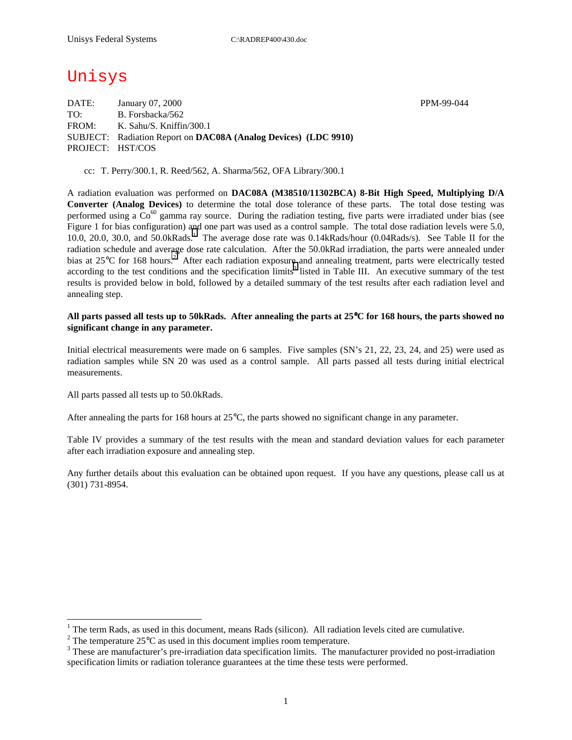Unisys

DATE: January 07, 2000 PPM-99-044
TO: B. Forsbacka/562
FROM: K. Sahu/S. Kniffin/300.1
SUBJECT: Radiation Report on **DAC08A (Analog Devices) (LDC 9910)**
PROJECT: HST/COS

cc: T. Perry/300.1, R. Reed/562, A. Sharma/562, OFA Library/300.1

A radiation evaluation was performed on **DAC08A (M38510/11302BCA) 8-Bit High Speed, Multiplying D/A Converter (Analog Devices)** to determine the total dose tolerance of these parts. The total dose testing was performed using a $Co^{60}$ gamma ray source. During the radiation testing, five parts were irradiated under bias (see Figure 1 for bias configuration) and one part was used as a control sample. The total dose radiation levels were 5.0, 10.0, 20.0, 30.0, and 50.0kRads.[1] The average dose rate was 0.14kRads/hour (0.04Rads/s). See Table II for the radiation schedule and average dose rate calculation. After the 50.0kRad irradiation, the parts were annealed under bias at 25°C for 168 hours.[2] After each radiation exposure and annealing treatment, parts were electrically tested according to the test conditions and the specification limits[3] listed in Table III. An executive summary of the test results is provided below in bold, followed by a detailed summary of the test results after each radiation level and annealing step.

**All parts passed all tests up to 50kRads. After annealing the parts at 25°C for 168 hours, the parts showed no significant change in any parameter.**

Initial electrical measurements were made on 6 samples. Five samples (SN's 21, 22, 23, 24, and 25) were used as radiation samples while SN 20 was used as a control sample. All parts passed all tests during initial electrical measurements.

All parts passed all tests up to 50.0kRads.

After annealing the parts for 168 hours at 25°C, the parts showed no significant change in any parameter.

Table IV provides a summary of the test results with the mean and standard deviation values for each parameter after each irradiation exposure and annealing step.

Any further details about this evaluation can be obtained upon request. If you have any questions, please call us at (301) 731-8954.

---

[1] The term Rads, as used in this document, means Rads (silicon). All radiation levels cited are cumulative.

[2] The temperature 25°C as used in this document implies room temperature.

[3] These are manufacturer's pre-irradiation data specification limits. The manufacturer provided no post-irradiation specification limits or radiation tolerance guarantees at the time these tests were performed.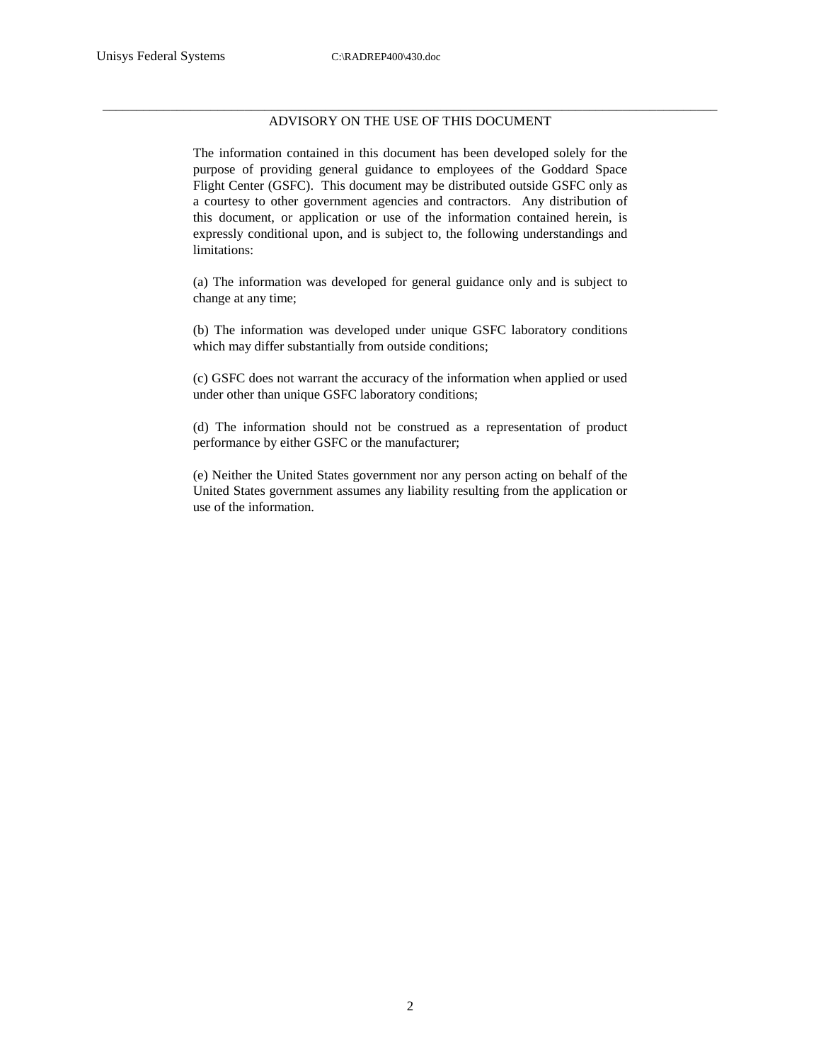## ADVISORY ON THE USE OF THIS DOCUMENT

The information contained in this document has been developed solely for the purpose of providing general guidance to employees of the Goddard Space Flight Center (GSFC). This document may be distributed outside GSFC only as a courtesy to other government agencies and contractors. Any distribution of this document, or application or use of the information contained herein, is expressly conditional upon, and is subject to, the following understandings and limitations:

(a) The information was developed for general guidance only and is subject to change at any time;

(b) The information was developed under unique GSFC laboratory conditions which may differ substantially from outside conditions;

(c) GSFC does not warrant the accuracy of the information when applied or used under other than unique GSFC laboratory conditions;

(d) The information should not be construed as a representation of product performance by either GSFC or the manufacturer;

(e) Neither the United States government nor any person acting on behalf of the United States government assumes any liability resulting from the application or use of the information.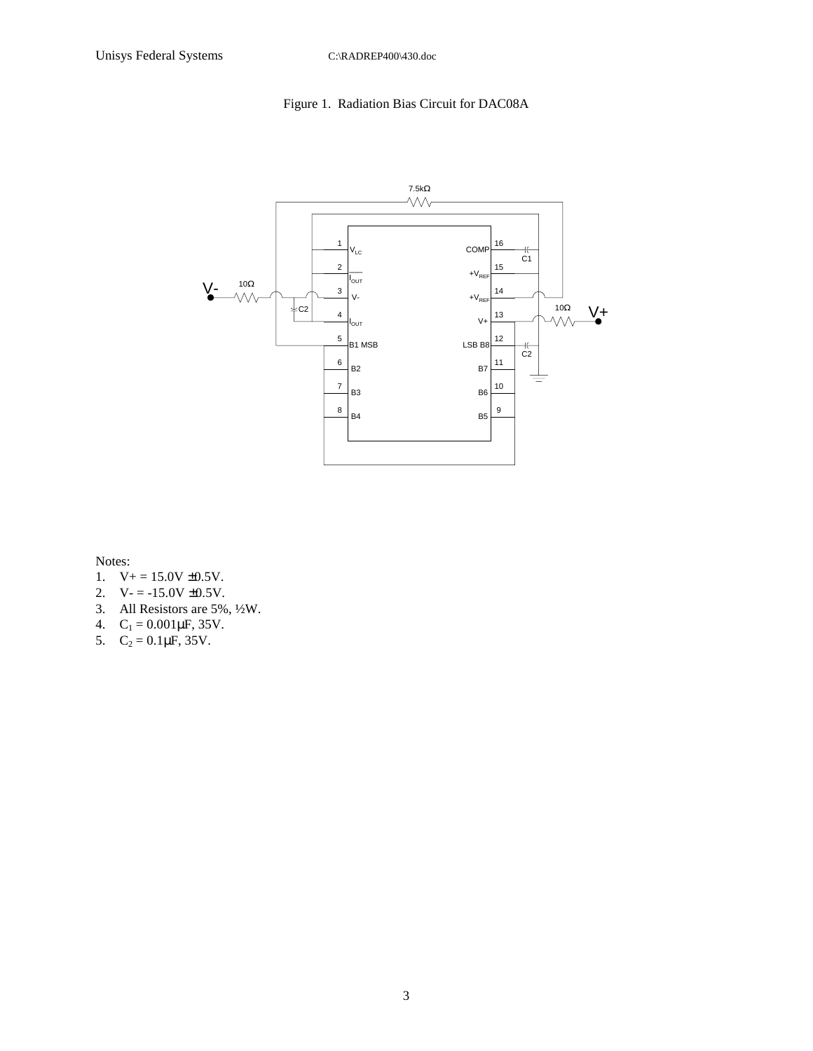Figure 1. Radiation Bias Circuit for DAC08A

Notes:

1. V+ = 15.0V ±0.5V.
2. V- = -15.0V ±0.5V.
3. All Resistors are 5%, ½W.
4. $C_1$ = 0.001µF, 35V.
5. $C_2$ = 0.1µF, 35V.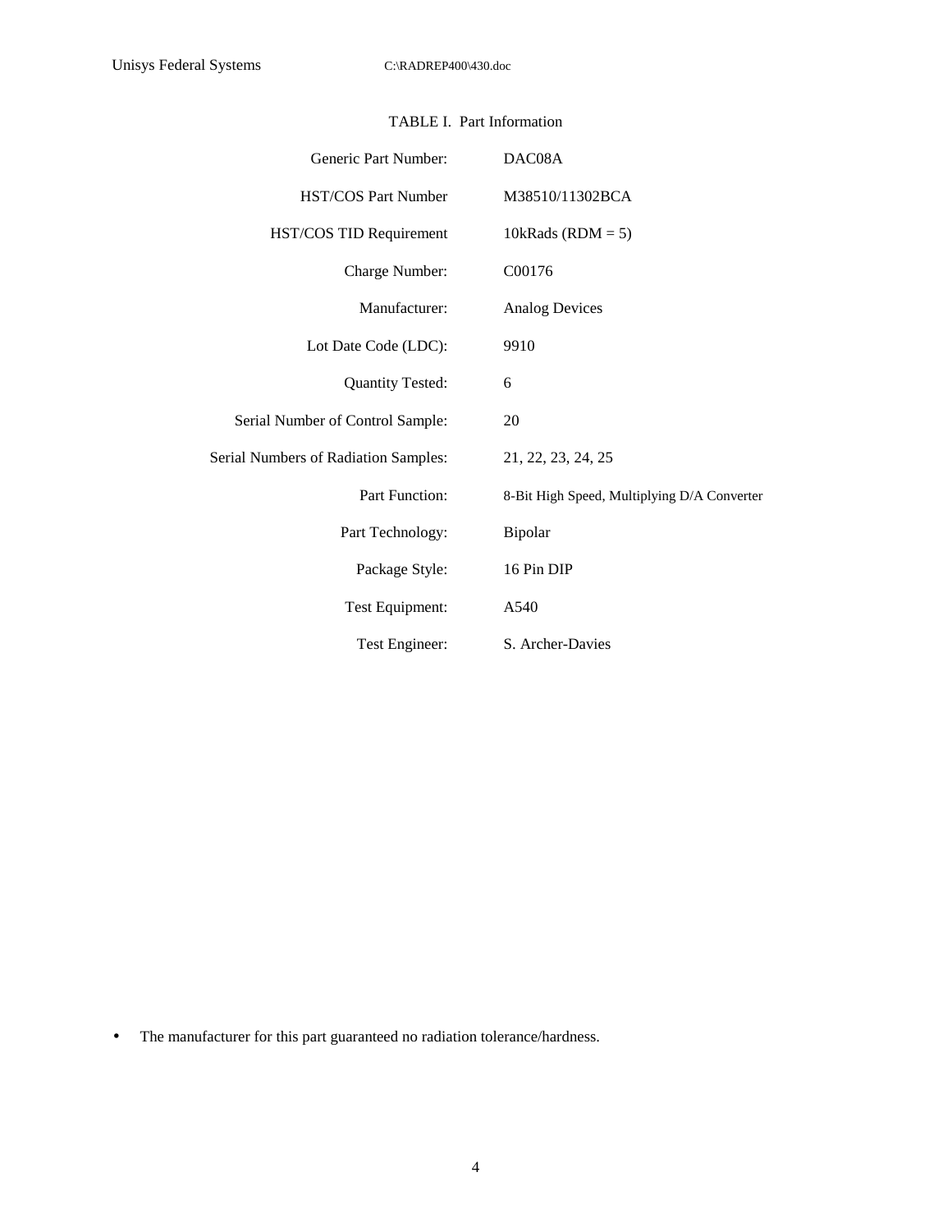TABLE I. Part Information

| | |
|---|---|
| Generic Part Number: | DAC08A |
| HST/COS Part Number | M38510/11302BCA |
| HST/COS TID Requirement | 10kRads (RDM = 5) |
| Charge Number: | C00176 |
| Manufacturer: | Analog Devices |
| Lot Date Code (LDC): | 9910 |
| Quantity Tested: | 6 |
| Serial Number of Control Sample: | 20 |
| Serial Numbers of Radiation Samples: | 21, 22, 23, 24, 25 |
| Part Function: | 8-Bit High Speed, Multiplying D/A Converter |
| Part Technology: | Bipolar |
| Package Style: | 16 Pin DIP |
| Test Equipment: | A540 |
| Test Engineer: | S. Archer-Davies |

- The manufacturer for this part guaranteed no radiation tolerance/hardness.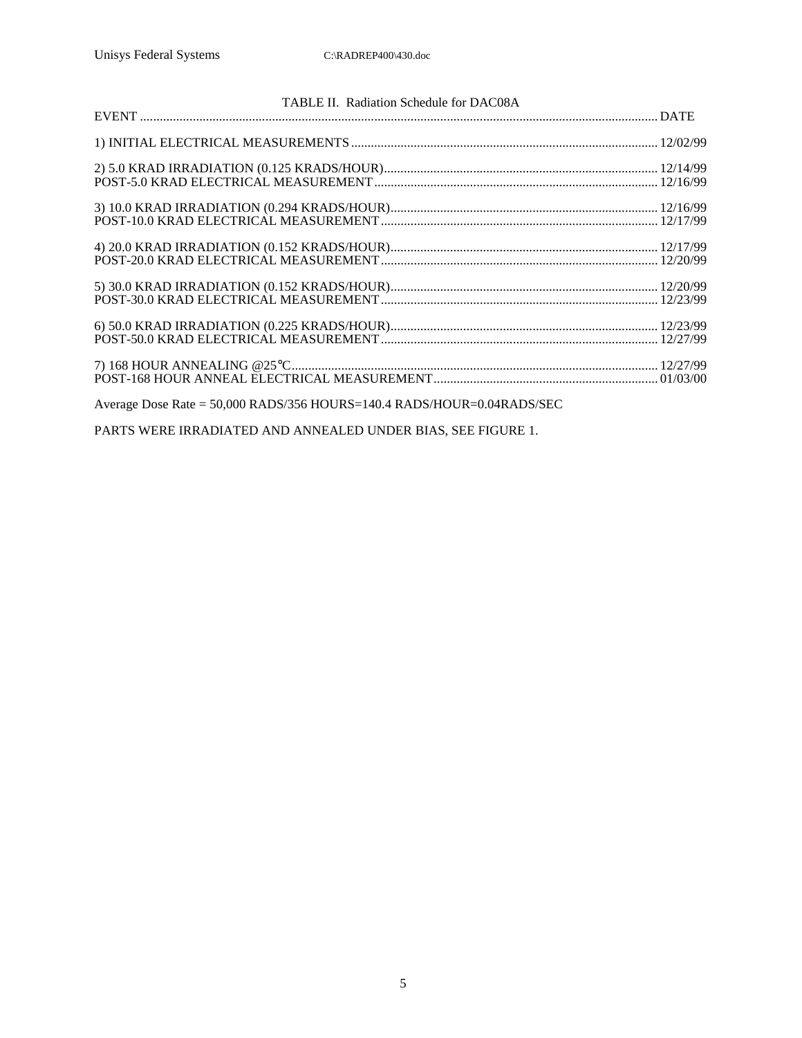TABLE II. Radiation Schedule for DAC08A

| EVENT | DATE |
|---|---|
| 1) INITIAL ELECTRICAL MEASUREMENTS | 12/02/99 |
| 2) 5.0 KRAD IRRADIATION (0.125 KRADS/HOUR) | 12/14/99 |
| POST-5.0 KRAD ELECTRICAL MEASUREMENT | 12/16/99 |
| 3) 10.0 KRAD IRRADIATION (0.294 KRADS/HOUR) | 12/16/99 |
| POST-10.0 KRAD ELECTRICAL MEASUREMENT | 12/17/99 |
| 4) 20.0 KRAD IRRADIATION (0.152 KRADS/HOUR) | 12/17/99 |
| POST-20.0 KRAD ELECTRICAL MEASUREMENT | 12/20/99 |
| 5) 30.0 KRAD IRRADIATION (0.152 KRADS/HOUR) | 12/20/99 |
| POST-30.0 KRAD ELECTRICAL MEASUREMENT | 12/23/99 |
| 6) 50.0 KRAD IRRADIATION (0.225 KRADS/HOUR) | 12/23/99 |
| POST-50.0 KRAD ELECTRICAL MEASUREMENT | 12/27/99 |
| 7) 168 HOUR ANNEALING @25°C | 12/27/99 |
| POST-168 HOUR ANNEAL ELECTRICAL MEASUREMENT | 01/03/00 |

Average Dose Rate = 50,000 RADS/356 HOURS=140.4 RADS/HOUR=0.04RADS/SEC

PARTS WERE IRRADIATED AND ANNEALED UNDER BIAS, SEE FIGURE 1.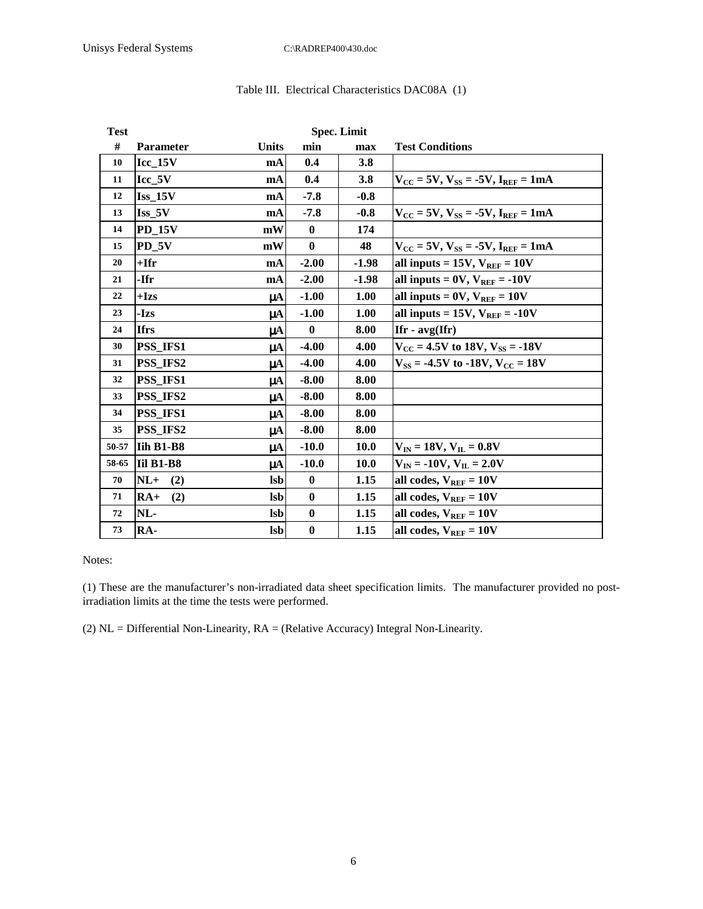Table III. Electrical Characteristics DAC08A (1)

| Test # | Parameter | Units | Spec. Limit min | Spec. Limit max | Test Conditions |
|---|---|---|---|---|---|
| 10 | Icc_15V | mA | 0.4 | 3.8 | |
| 11 | Icc_5V | mA | 0.4 | 3.8 | $V_{CC}$ = 5V, $V_{SS}$ = -5V, $I_{REF}$ = 1mA |
| 12 | Iss_15V | mA | -7.8 | -0.8 | |
| 13 | Iss_5V | mA | -7.8 | -0.8 | $V_{CC}$ = 5V, $V_{SS}$ = -5V, $I_{REF}$ = 1mA |
| 14 | PD_15V | mW | 0 | 174 | |
| 15 | PD_5V | mW | 0 | 48 | $V_{CC}$ = 5V, $V_{SS}$ = -5V, $I_{REF}$ = 1mA |
| 20 | +Ifr | mA | -2.00 | -1.98 | all inputs = 15V, $V_{REF}$ = 10V |
| 21 | -Ifr | mA | -2.00 | -1.98 | all inputs = 0V, $V_{REF}$ = -10V |
| 22 | +Izs | μA | -1.00 | 1.00 | all inputs = 0V, $V_{REF}$ = 10V |
| 23 | -Izs | μA | -1.00 | 1.00 | all inputs = 15V, $V_{REF}$ = -10V |
| 24 | Ifrs | μA | 0 | 8.00 | Ifr - avg(Ifr) |
| 30 | PSS_IFS1 | μA | -4.00 | 4.00 | $V_{CC}$ = 4.5V to 18V, $V_{SS}$ = -18V |
| 31 | PSS_IFS2 | μA | -4.00 | 4.00 | $V_{SS}$ = -4.5V to -18V, $V_{CC}$ = 18V |
| 32 | PSS_IFS1 | μA | -8.00 | 8.00 | |
| 33 | PSS_IFS2 | μA | -8.00 | 8.00 | |
| 34 | PSS_IFS1 | μA | -8.00 | 8.00 | |
| 35 | PSS_IFS2 | μA | -8.00 | 8.00 | |
| 50-57 | Iih B1-B8 | μA | -10.0 | 10.0 | $V_{IN}$ = 18V, $V_{IL}$ = 0.8V |
| 58-65 | Iil B1-B8 | μA | -10.0 | 10.0 | $V_{IN}$ = -10V, $V_{IL}$ = 2.0V |
| 70 | NL+ (2) | lsb | 0 | 1.15 | all codes, $V_{REF}$ = 10V |
| 71 | RA+ (2) | lsb | 0 | 1.15 | all codes, $V_{REF}$ = 10V |
| 72 | NL- | lsb | 0 | 1.15 | all codes, $V_{REF}$ = 10V |
| 73 | RA- | lsb | 0 | 1.15 | all codes, $V_{REF}$ = 10V |

Notes:

(1) These are the manufacturer's non-irradiated data sheet specification limits. The manufacturer provided no post-irradiation limits at the time the tests were performed.

(2) NL = Differential Non-Linearity, RA = (Relative Accuracy) Integral Non-Linearity.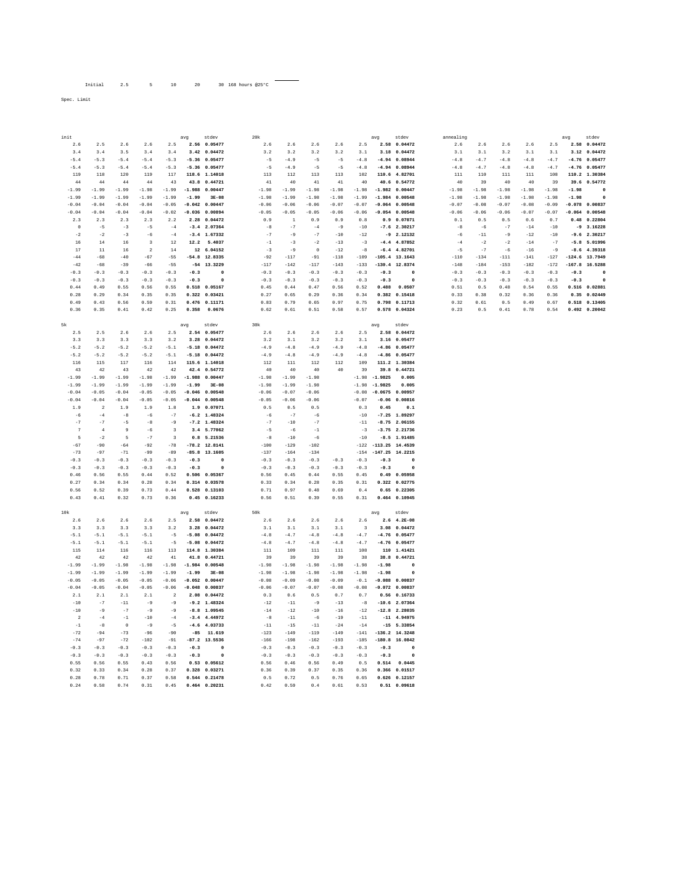Initial 2.5 5 10 20 30 168 hours @25°C

Spec. Limit

| init | | | | | avg | stdev |
|---|---|---|---|---|---|---|
| 2.6 | 2.5 | 2.6 | 2.6 | 2.5 | **2.56** | **0.05477** |
| 3.4 | 3.4 | 3.5 | 3.4 | 3.4 | **3.42** | **0.04472** |
| -5.4 | -5.3 | -5.4 | -5.4 | -5.3 | **-5.36** | **0.05477** |
| -5.4 | -5.3 | -5.4 | -5.4 | -5.3 | **-5.36** | **0.05477** |
| 119 | 118 | 120 | 119 | 117 | **118.6** | **1.14018** |
| 44 | 44 | 44 | 44 | 43 | **43.8** | **0.44721** |
| -1.99 | -1.99 | -1.99 | -1.98 | -1.99 | **-1.988** | **0.00447** |
| -1.99 | -1.99 | -1.99 | -1.99 | -1.99 | **-1.99** | **3E-08** |
| -0.04 | -0.04 | -0.04 | -0.04 | -0.05 | **-0.042** | **0.00447** |
| -0.04 | -0.04 | -0.04 | -0.04 | -0.02 | **-0.036** | **0.00894** |
| 2.3 | 2.3 | 2.3 | 2.3 | 2.2 | **2.28** | **0.04472** |
| 0 | -5 | -3 | -5 | -4 | **-3.4** | **2.07364** |
| -2 | -2 | -3 | -6 | -4 | **-3.4** | **1.67332** |
| 16 | 14 | 16 | 3 | 12 | **12.2** | **5.4037** |
| 17 | 11 | 16 | 2 | 14 | **12** | **6.04152** |
| -44 | -68 | -40 | -67 | -55 | **-54.8** | **12.8335** |
| -42 | -68 | -39 | -66 | -55 | **-54** | **13.3229** |
| -0.3 | -0.3 | -0.3 | -0.3 | -0.3 | **-0.3** | **0** |
| -0.3 | -0.3 | -0.3 | -0.3 | -0.3 | **-0.3** | **0** |
| 0.44 | 0.49 | 0.55 | 0.56 | 0.55 | **0.518** | **0.05167** |
| 0.28 | 0.29 | 0.34 | 0.35 | 0.35 | **0.322** | **0.03421** |
| 0.49 | 0.43 | 0.56 | 0.59 | 0.31 | **0.476** | **0.11171** |
| 0.36 | 0.35 | 0.41 | 0.42 | 0.25 | **0.358** | **0.0676** |

| 20k | | | | | avg | stdev |
|---|---|---|---|---|---|---|
| 2.6 | 2.6 | 2.6 | 2.6 | 2.5 | **2.58** | **0.04472** |
| 3.2 | 3.2 | 3.2 | 3.2 | 3.1 | **3.18** | **0.04472** |
| -5 | -4.9 | -5 | -5 | -4.8 | **-4.94** | **0.08944** |
| -5 | -4.9 | -5 | -5 | -4.8 | **-4.94** | **0.08944** |
| 113 | 112 | 113 | 113 | 102 | **110.6** | **4.82701** |
| 41 | 40 | 41 | 41 | 40 | **40.6** | **0.54772** |
| -1.98 | -1.99 | -1.98 | -1.98 | -1.98 | **-1.982** | **0.00447** |
| -1.98 | -1.99 | -1.98 | -1.98 | -1.99 | **-1.984** | **0.00548** |
| -0.06 | -0.06 | -0.06 | -0.07 | -0.07 | **-0.064** | **0.00548** |
| -0.05 | -0.05 | -0.05 | -0.06 | -0.06 | **-0.054** | **0.00548** |
| 0.9 | 1 | 0.9 | 0.9 | 0.8 | **0.9** | **0.07071** |
| -8 | -7 | -4 | -9 | -10 | **-7.6** | **2.30217** |
| -7 | -9 | -7 | -10 | -12 | **-9** | **2.12132** |
| -1 | -3 | -2 | -13 | -3 | **-4.4** | **4.87852** |
| -3 | -9 | 0 | -12 | -8 | **-6.4** | **4.82701** |
| -92 | -117 | -91 | -118 | -109 | **-105.4** | **13.1643** |
| -117 | -142 | -117 | -143 | -133 | **-130.4** | **12.8374** |
| -0.3 | -0.3 | -0.3 | -0.3 | -0.3 | **-0.3** | **0** |
| -0.3 | -0.3 | -0.3 | -0.3 | -0.3 | **-0.3** | **0** |
| 0.45 | 0.44 | 0.47 | 0.56 | 0.52 | **0.488** | **0.0507** |
| 0.27 | 0.65 | 0.29 | 0.36 | 0.34 | **0.382** | **0.15418** |
| 0.83 | 0.79 | 0.65 | 0.97 | 0.75 | **0.798** | **0.11713** |
| 0.62 | 0.61 | 0.51 | 0.58 | 0.57 | **0.578** | **0.04324** |

| annealing | | | | | avg | stdev |
|---|---|---|---|---|---|---|
| 2.6 | 2.6 | 2.6 | 2.6 | 2.5 | **2.58** | **0.04472** |
| 3.1 | 3.1 | 3.2 | 3.1 | 3.1 | **3.12** | **0.04472** |
| -4.8 | -4.7 | -4.8 | -4.8 | -4.7 | **-4.76** | **0.05477** |
| -4.8 | -4.7 | -4.8 | -4.8 | -4.7 | **-4.76** | **0.05477** |
| 111 | 110 | 111 | 111 | 108 | **110.2** | **1.30384** |
| 40 | 39 | 40 | 40 | 39 | **39.6** | **0.54772** |
| -1.98 | -1.98 | -1.98 | -1.98 | -1.98 | **-1.98** | **0** |
| -1.98 | -1.98 | -1.98 | -1.98 | -1.98 | **-1.98** | **0** |
| -0.07 | -0.08 | -0.07 | -0.08 | -0.09 | **-0.078** | **0.00837** |
| -0.06 | -0.06 | -0.06 | -0.07 | -0.07 | **-0.064** | **0.00548** |
| 0.1 | 0.5 | 0.5 | 0.6 | 0.7 | **0.48** | **0.22804** |
| -8 | -6 | -7 | -14 | -10 | **-9** | **3.16228** |
| -6 | -11 | -9 | -12 | -10 | **-9.6** | **2.30217** |
| -4 | -2 | -2 | -14 | -7 | **-5.8** | **5.01996** |
| -5 | -7 | -6 | -16 | -9 | **-8.6** | **4.39318** |
| -110 | -134 | -111 | -141 | -127 | **-124.6** | **13.7949** |
| -148 | -184 | -153 | -182 | -172 | **-167.8** | **16.5288** |
| -0.3 | -0.3 | -0.3 | -0.3 | -0.3 | **-0.3** | **0** |
| -0.3 | -0.3 | -0.3 | -0.3 | -0.3 | **-0.3** | **0** |
| 0.51 | 0.5 | 0.48 | 0.54 | 0.55 | **0.516** | **0.02881** |
| 0.33 | 0.38 | 0.32 | 0.36 | 0.36 | **0.35** | **0.02449** |
| 0.32 | 0.61 | 0.5 | 0.49 | 0.67 | **0.518** | **0.13405** |
| 0.23 | 0.5 | 0.41 | 0.78 | 0.54 | **0.492** | **0.20042** |

| 5k | | | | | avg | stdev |
|---|---|---|---|---|---|---|
| 2.5 | 2.5 | 2.6 | 2.6 | 2.5 | **2.54** | **0.05477** |
| 3.3 | 3.3 | 3.3 | 3.3 | 3.2 | **3.28** | **0.04472** |
| -5.2 | -5.2 | -5.2 | -5.2 | -5.1 | **-5.18** | **0.04472** |
| -5.2 | -5.2 | -5.2 | -5.2 | -5.1 | **-5.18** | **0.04472** |
| 116 | 115 | 117 | 116 | 114 | **115.6** | **1.14018** |
| 43 | 42 | 43 | 42 | 42 | **42.4** | **0.54772** |
| -1.99 | -1.99 | -1.99 | -1.98 | -1.99 | **-1.988** | **0.00447** |
| -1.99 | -1.99 | -1.99 | -1.99 | -1.99 | **-1.99** | **3E-08** |
| -0.04 | -0.05 | -0.04 | -0.05 | -0.05 | **-0.046** | **0.00548** |
| -0.04 | -0.04 | -0.04 | -0.05 | -0.05 | **-0.044** | **0.00548** |
| 1.9 | 2 | 1.9 | 1.9 | 1.8 | **1.9** | **0.07071** |
| -6 | -4 | -8 | -6 | -7 | **-6.2** | **1.48324** |
| -7 | -7 | -5 | -8 | -9 | **-7.2** | **1.48324** |
| 7 | 4 | 9 | -6 | 3 | **3.4** | **5.77062** |
| 5 | -2 | 5 | -7 | 3 | **0.8** | **5.21536** |
| -67 | -90 | -64 | -92 | -78 | **-78.2** | **12.8141** |
| -73 | -97 | -71 | -99 | -89 | **-85.8** | **13.1605** |
| -0.3 | -0.3 | -0.3 | -0.3 | -0.3 | **-0.3** | **0** |
| -0.3 | -0.3 | -0.3 | -0.3 | -0.3 | **-0.3** | **0** |
| 0.46 | 0.56 | 0.55 | 0.44 | 0.52 | **0.506** | **0.05367** |
| 0.27 | 0.34 | 0.34 | 0.28 | 0.34 | **0.314** | **0.03578** |
| 0.56 | 0.52 | 0.39 | 0.73 | 0.44 | **0.528** | **0.13103** |
| 0.43 | 0.41 | 0.32 | 0.73 | 0.36 | **0.45** | **0.16233** |

| 30k | | | | | avg | stdev |
|---|---|---|---|---|---|---|
| 2.6 | 2.6 | 2.6 | 2.6 | 2.5 | **2.58** | **0.04472** |
| 3.2 | 3.1 | 3.2 | 3.2 | 3.1 | **3.16** | **0.05477** |
| -4.9 | -4.8 | -4.9 | -4.9 | -4.8 | **-4.86** | **0.05477** |
| -4.9 | -4.8 | -4.9 | -4.9 | -4.8 | **-4.86** | **0.05477** |
| 112 | 111 | 112 | 112 | 109 | **111.2** | **1.30384** |
| 40 | 40 | 40 | 40 | 39 | **39.8** | **0.44721** |
| -1.98 | -1.99 | -1.98 | | -1.98 | **-1.9825** | **0.005** |
| -1.98 | -1.99 | -1.98 | | -1.98 | **-1.9825** | **0.005** |
| -0.06 | -0.07 | -0.06 | | -0.08 | **-0.0675** | **0.00957** |
| -0.05 | -0.06 | -0.06 | | -0.07 | **-0.06** | **0.00816** |
| 0.5 | 0.5 | 0.5 | | 0.3 | **0.45** | **0.1** |
| -6 | -7 | -6 | | -10 | **-7.25** | **1.89297** |
| -7 | -10 | -7 | | -11 | **-8.75** | **2.06155** |
| -5 | -6 | -1 | | -3 | **-3.75** | **2.21736** |
| -8 | -10 | -6 | | -10 | **-8.5** | **1.91485** |
| -100 | -129 | -102 | | -122 | **-113.25** | **14.4539** |
| -137 | -164 | -134 | | -154 | **-147.25** | **14.2215** |
| -0.3 | -0.3 | -0.3 | -0.3 | -0.3 | **-0.3** | **0** |
| -0.3 | -0.3 | -0.3 | -0.3 | -0.3 | **-0.3** | **0** |
| 0.56 | 0.45 | 0.44 | 0.55 | 0.45 | **0.49** | **0.05958** |
| 0.33 | 0.34 | 0.28 | 0.35 | 0.31 | **0.322** | **0.02775** |
| 0.71 | 0.97 | 0.48 | 0.69 | 0.4 | **0.65** | **0.22305** |
| 0.56 | 0.51 | 0.39 | 0.55 | 0.31 | **0.464** | **0.10945** |

| 10k | | | | | avg | stdev |
|---|---|---|---|---|---|---|
| 2.6 | 2.6 | 2.6 | 2.6 | 2.5 | **2.58** | **0.04472** |
| 3.3 | 3.3 | 3.3 | 3.3 | 3.2 | **3.28** | **0.04472** |
| -5.1 | -5.1 | -5.1 | -5.1 | -5 | **-5.08** | **0.04472** |
| -5.1 | -5.1 | -5.1 | -5.1 | -5 | **-5.08** | **0.04472** |
| 115 | 114 | 116 | 116 | 113 | **114.8** | **1.30384** |
| 42 | 42 | 42 | 42 | 41 | **41.8** | **0.44721** |
| -1.99 | -1.99 | -1.98 | -1.98 | -1.98 | **-1.984** | **0.00548** |
| -1.99 | -1.99 | -1.99 | -1.99 | -1.99 | **-1.99** | **3E-08** |
| -0.05 | -0.05 | -0.05 | -0.05 | -0.06 | **-0.052** | **0.00447** |
| -0.04 | -0.05 | -0.04 | -0.05 | -0.06 | **-0.048** | **0.00837** |
| 2.1 | 2.1 | 2.1 | 2.1 | 2 | **2.08** | **0.04472** |
| -10 | -7 | -11 | -9 | -9 | **-9.2** | **1.48324** |
| -10 | -9 | -7 | -9 | -9 | **-8.8** | **1.09545** |
| 2 | -4 | -1 | -10 | -4 | **-3.4** | **4.44972** |
| -1 | -8 | 0 | -9 | -5 | **-4.6** | **4.03733** |
| -72 | -94 | -73 | -96 | -90 | **-85** | **11.619** |
| -74 | -97 | -72 | -102 | -91 | **-87.2** | **13.5536** |
| -0.3 | -0.3 | -0.3 | -0.3 | -0.3 | **-0.3** | **0** |
| -0.3 | -0.3 | -0.3 | -0.3 | -0.3 | **-0.3** | **0** |
| 0.55 | 0.56 | 0.55 | 0.43 | 0.56 | **0.53** | **0.05612** |
| 0.32 | 0.33 | 0.34 | 0.28 | 0.37 | **0.328** | **0.03271** |
| 0.28 | 0.78 | 0.71 | 0.37 | 0.58 | **0.544** | **0.21478** |
| 0.24 | 0.58 | 0.74 | 0.31 | 0.45 | **0.464** | **0.20231** |

| 50k | | | | | avg | stdev |
|---|---|---|---|---|---|---|
| 2.6 | 2.6 | 2.6 | 2.6 | 2.6 | **2.6** | **4.2E-08** |
| 3.1 | 3.1 | 3.1 | 3.1 | 3 | **3.08** | **0.04472** |
| -4.8 | -4.7 | -4.8 | -4.8 | -4.7 | **-4.76** | **0.05477** |
| -4.8 | -4.7 | -4.8 | -4.8 | -4.7 | **-4.76** | **0.05477** |
| 111 | 109 | 111 | 111 | 108 | **110** | **1.41421** |
| 39 | 39 | 39 | 39 | 38 | **38.8** | **0.44721** |
| -1.98 | -1.98 | -1.98 | -1.98 | -1.98 | **-1.98** | **0** |
| -1.98 | -1.98 | -1.98 | -1.98 | -1.98 | **-1.98** | **0** |
| -0.08 | -0.09 | -0.08 | -0.09 | -0.1 | **-0.088** | **0.00837** |
| -0.06 | -0.07 | -0.07 | -0.08 | -0.08 | **-0.072** | **0.00837** |
| 0.3 | 0.6 | 0.5 | 0.7 | 0.7 | **0.56** | **0.16733** |
| -12 | -11 | -9 | -13 | -8 | **-10.6** | **2.07364** |
| -14 | -12 | -10 | -16 | -12 | **-12.8** | **2.28035** |
| -8 | -11 | -6 | -19 | -11 | **-11** | **4.94975** |
| -11 | -15 | -11 | -24 | -14 | **-15** | **5.33854** |
| -123 | -149 | -119 | -149 | -141 | **-136.2** | **14.3248** |
| -166 | -198 | -162 | -193 | -185 | **-180.8** | **16.0842** |
| -0.3 | -0.3 | -0.3 | -0.3 | -0.3 | **-0.3** | **0** |
| -0.3 | -0.3 | -0.3 | -0.3 | -0.3 | **-0.3** | **0** |
| 0.56 | 0.46 | 0.56 | 0.49 | 0.5 | **0.514** | **0.0445** |
| 0.36 | 0.39 | 0.37 | 0.35 | 0.36 | **0.366** | **0.01517** |
| 0.5 | 0.72 | 0.5 | 0.76 | 0.65 | **0.626** | **0.12157** |
| 0.42 | 0.59 | 0.4 | 0.61 | 0.53 | **0.51** | **0.09618** |